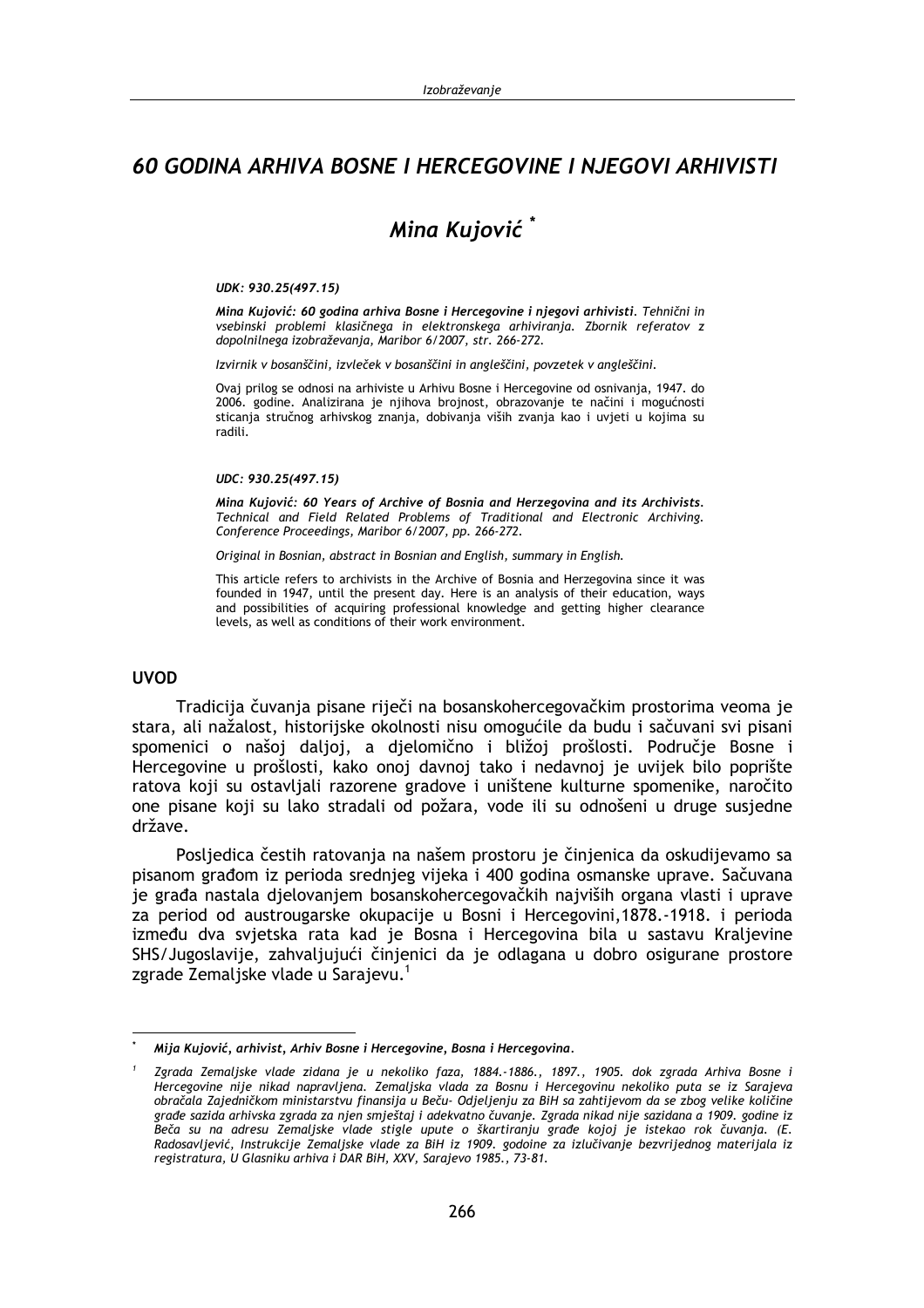# 60 GODINA ARHIVA BOSNE I HERCEGOVINE I NJEGOVI ARHIVISTI

## *Mina Kujović* [*]

***UDK: 930.25(497.15)***

***Mina Kujović: 60 godina arhiva Bosne i Hercegovine i njegovi arhivisti.*** *Tehnični in vsebinski problemi klasičnega in elektronskega arhiviranja. Zbornik referatov z dopolnilnega izobraževanja, Maribor 6/2007, str. 266-272.*

*Izvirnik v bosanščini, izvleček v bosanščini in angleščini, povzetek v angleščini.*

Ovaj prilog se odnosi na arhiviste u Arhivu Bosne i Hercegovine od osnivanja, 1947. do 2006. godine. Analizirana je njihova brojnost, obrazovanje te načini i mogućnosti sticanja stručnog arhivskog znanja, dobivanja viših zvanja kao i uvjeti u kojima su radili.

***UDC: 930.25(497.15)***

***Mina Kujović: 60 Years of Archive of Bosnia and Herzegovina and its Archivists.*** *Technical and Field Related Problems of Traditional and Electronic Archiving. Conference Proceedings, Maribor 6/2007, pp. 266-272.*

*Original in Bosnian, abstract in Bosnian and English, summary in English.*

This article refers to archivists in the Archive of Bosnia and Herzegovina since it was founded in 1947, until the present day. Here is an analysis of their education, ways and possibilities of acquiring professional knowledge and getting higher clearance levels, as well as conditions of their work environment.

### UVOD

Tradicija čuvanja pisane riječi na bosanskohercegovačkim prostorima veoma je stara, ali nažalost, historijske okolnosti nisu omogućile da budu i sačuvani svi pisani spomenici o našoj daljoj, a djelomično i bližoj prošlosti. Područje Bosne i Hercegovine u prošlosti, kako onoj davnoj tako i nedavnoj je uvijek bilo poprište ratova koji su ostavljali razorene gradove i uništene kulturne spomenike, naročito one pisane koji su lako stradali od požara, vode ili su odnošeni u druge susjedne države.

Posljedica čestih ratovanja na našem prostoru je činjenica da oskudijevamo sa pisanom građom iz perioda srednjeg vijeka i 400 godina osmanske uprave. Sačuvana je građa nastala djelovanjem bosanskohercegovačkih najviših organa vlasti i uprave za period od austrougarske okupacije u Bosni i Hercegovini,1878.-1918. i perioda između dva svjetska rata kad je Bosna i Hercegovina bila u sastavu Kraljevine SHS/Jugoslavije, zahvaljujući činjenici da je odlagana u dobro osigurane prostore zgrade Zemaljske vlade u Sarajevu.[1]

---

[*] ***Mija Kujović, arhivist, Arhiv Bosne i Hercegovine, Bosna i Hercegovina.***

[1] *Zgrada Zemaljske vlade zidana je u nekoliko faza, 1884.-1886., 1897., 1905. dok zgrada Arhiva Bosne i Hercegovine nije nikad napravljena. Zemaljska vlada za Bosnu i Hercegovinu nekoliko puta se iz Sarajeva obraćala Zajedničkom ministarstvu finansija u Beču- Odjeljenju za BiH sa zahtijevom da se zbog velike količine građe sazida arhivska zgrada za njen smještaj i adekvatno čuvanje. Zgrada nikad nije sazidana a 1909. godine iz Beča su na adresu Zemaljske vlade stigle upute o škartiranju građe kojoj je istekao rok čuvanja. (E. Radosavljević, Instrukcije Zemaljske vlade za BiH iz 1909. godoine za izlučivanje bezvrijednog materijala iz registratura, U Glasniku arhiva i DAR BiH, XXV, Sarajevo 1985., 73-81.*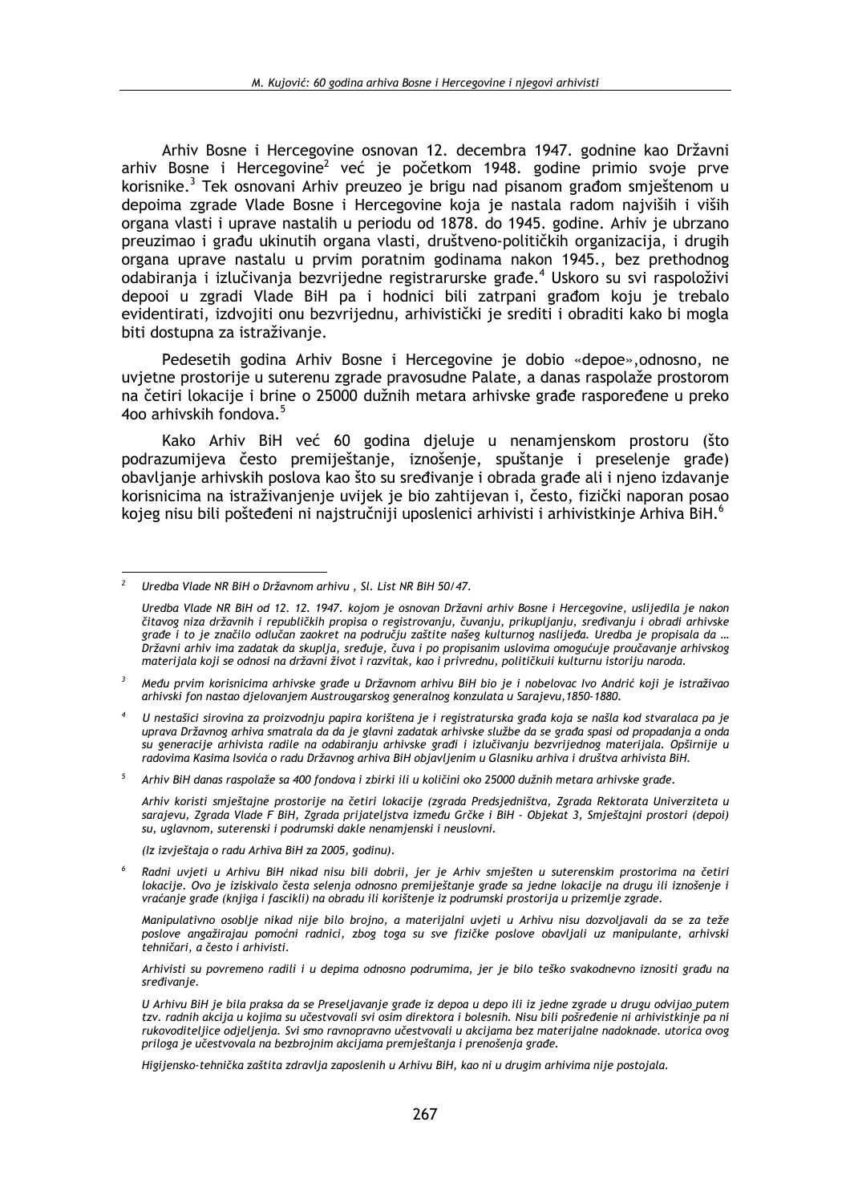Arhiv Bosne i Hercegovine osnovan 12. decembra 1947. godnine kao Državni arhiv Bosne i Hercegovine[2] već je početkom 1948. godine primio svoje prve korisnike.[3] Tek osnovani Arhiv preuzeo je brigu nad pisanom građom smještenom u depoima zgrade Vlade Bosne i Hercegovine koja je nastala radom najviših i viših organa vlasti i uprave nastalih u periodu od 1878. do 1945. godine. Arhiv je ubrzano preuzimao i građu ukinutih organa vlasti, društveno-političkih organizacija, i drugih organa uprave nastalu u prvim poratnim godinama nakon 1945., bez prethodnog odabiranja i izlučivanja bezvrijedne registrarurske građe.[4] Uskoro su svi raspoloživi depooi u zgradi Vlade BiH pa i hodnici bili zatrpani građom koju je trebalo evidentirati, izdvojiti onu bezvrijednu, arhivistički je srediti i obraditi kako bi mogla biti dostupna za istraživanje.

Pedesetih godina Arhiv Bosne i Hercegovine je dobio «depoe»,odnosno, ne uvjetne prostorije u suterenu zgrade pravosudne Palate, a danas raspolaže prostorom na četiri lokacije i brine o 25000 dužnih metara arhivske građe raspoređene u preko 4oo arhivskih fondova.[5]

Kako Arhiv BiH već 60 godina djeluje u nenamjenskom prostoru (što podrazumijeva često premiještanje, iznošenje, spuštanje i preselenje građe) obavljanje arhivskih poslova kao što su sređivanje i obrada građe ali i njeno izdavanje korisnicima na istraživanjenje uvijek je bio zahtijevan i, često, fizički naporan posao kojeg nisu bili pošteđeni ni najstručniji uposlenici arhivisti i arhivistkinje Arhiva BiH.[6]

---

[2] *Uredba Vlade NR BiH o Državnom arhivu , Sl. List NR BiH 50/47.*

*Uredba Vlade NR BiH od 12. 12. 1947. kojom je osnovan Državni arhiv Bosne i Hercegovine, uslijedila je nakon čitavog niza državnih i republičkih propisa o registrovanju, čuvanju, prikupljanju, sređivanju i obradi arhivske građe i to je značilo odlučan zaokret na području zaštite našeg kulturnog naslijeđa. Uredba je propisala da … Državni arhiv ima zadatak da skuplja, sređuje, čuva i po propisanim uslovima omogućuje proučavanje arhivskog materijala koji se odnosi na državni život i razvitak, kao i privrednu, političkuii kulturnu istoriju naroda.*

[3] *Među prvim korisnicima arhivske građe u Državnom arhivu BiH bio je i nobelovac Ivo Andrić koji je istraživao arhivski fon nastao djelovanjem Austrougarskog generalnog konzulata u Sarajevu,1850-1880.*

[4] *U nestašici sirovina za proizvodnju papira korištena je i registraturska građa koja se našla kod stvaralaca pa je uprava Državnog arhiva smatrala da da je glavni zadatak arhivske službe da se građa spasi od propadanja a onda su generacije arhivista radile na odabiranju arhivske građi i izlučivanju bezvrijednog materijala. Opširnije u radovima Kasima Isovića o radu Državnog arhiva BiH objavljenim u Glasniku arhiva i društva arhivista BiH.*

[5] *Arhiv BiH danas raspolaže sa 400 fondova i zbirki ili u količini oko 25000 dužnih metara arhivske građe.*

*Arhiv koristi smještajne prostorije na četiri lokacije (zgrada Predsjedništva, Zgrada Rektorata Univerziteta u sarajevu, Zgrada Vlade F BiH, Zgrada prijateljstva između Grčke i BiH - Objekat 3, Smještajni prostori (depoi) su, uglavnom, suterenski i podrumski dakle nenamjenski i neuslovni.*

*(Iz izvještaja o radu Arhiva BiH za 2005, godinu).*

[6] *Radni uvjeti u Arhivu BiH nikad nisu bili dobrii, jer je Arhiv smješten u suterenskim prostorima na četiri lokacije. Ovo je iziskivalo česta selenja odnosno premiještanje građe sa jedne lokacije na drugu ili iznošenje i vraćanje građe (knjiga i fascikli) na obradu ili korištenje iz podrumski prostorija u prizemlje zgrade.*

*Manipulativno osoblje nikad nije bilo brojno, a materijalni uvjeti u Arhivu nisu dozvoljavali da se za teže poslove angažirajau pomoćni radnici, zbog toga su sve fizičke poslove obavljali uz manipulante, arhivski tehničari, a često i arhivisti.*

*Arhivisti su povremeno radili i u depima odnosno podrumima, jer je bilo teško svakodnevno iznositi građu na sređivanje.*

*U Arhivu BiH je bila praksa da se Preseljavanje građe iz depoa u depo ili iz jedne zgrade u drugu odvijao putem tzv. radnih akcija u kojima su učestvovali svi osim direktora i bolesnih. Nisu bili pošređenie ni arhivistkinje pa ni rukovoditeljice odjeljenja. Svi smo ravnopravno učestvovali u akcijama bez materijalne nadoknade. utorica ovog priloga je učestvovala na bezbrojnim akcijama premještanja i prenošenja građe.*

*Higijensko-tehnička zaštita zdravlja zaposlenih u Arhivu BiH, kao ni u drugim arhivima nije postojala.*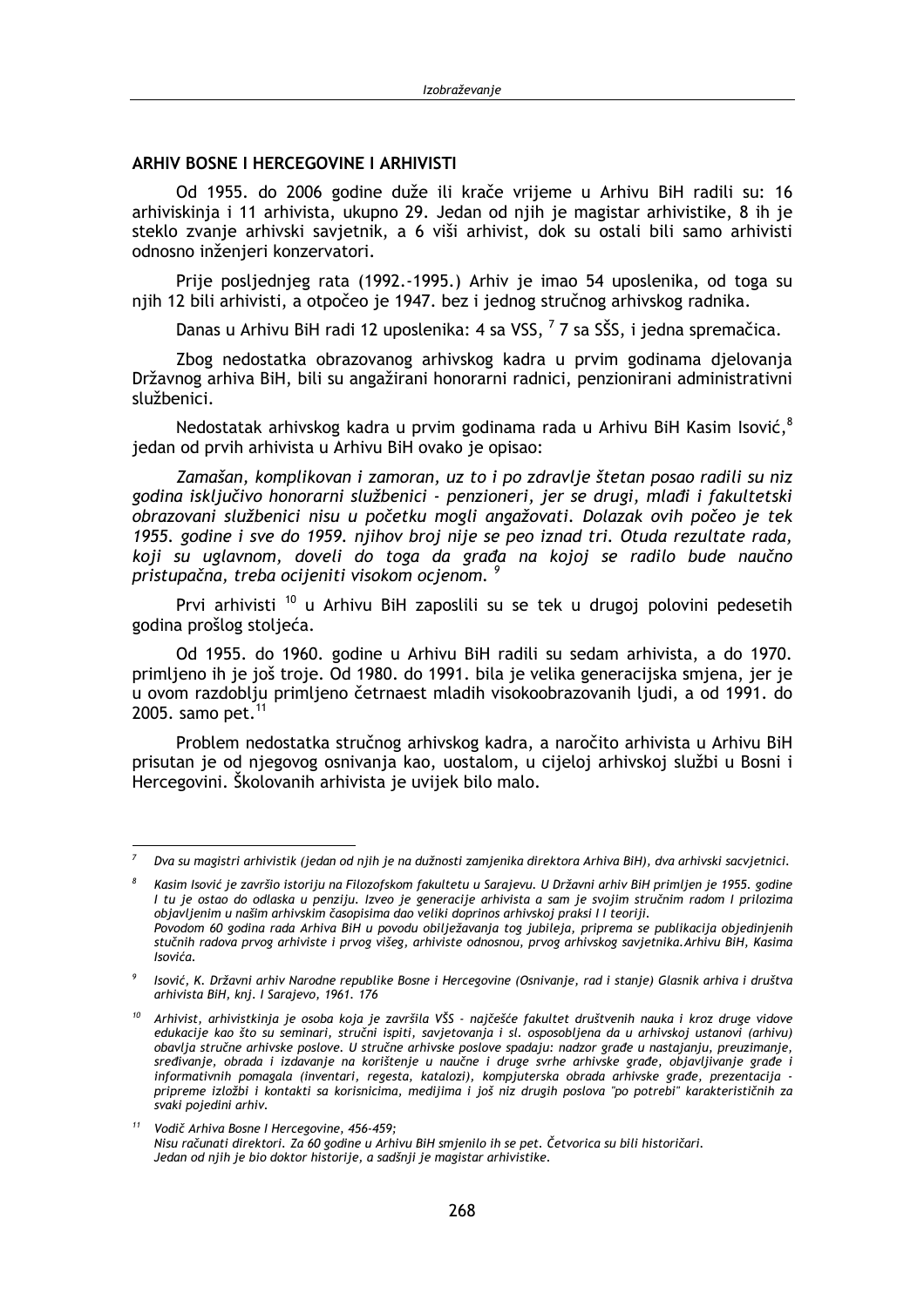## ARHIV BOSNE I HERCEGOVINE I ARHIVISTI

Od 1955. do 2006 godine duže ili kraće vrijeme u Arhivu BiH radili su: 16 arhiviskinja i 11 arhivista, ukupno 29. Jedan od njih je magistar arhivistike, 8 ih je steklo zvanje arhivski savjetnik, a 6 viši arhivist, dok su ostali bili samo arhivisti odnosno inženjeri konzervatori.

Prije posljednjeg rata (1992.-1995.) Arhiv je imao 54 uposlenika, od toga su njih 12 bili arhivisti, a otpočeo je 1947. bez i jednog stručnog arhivskog radnika.

Danas u Arhivu BiH radi 12 uposlenika: 4 sa VSS, [7] 7 sa SŠS, i jedna spremačica.

Zbog nedostatka obrazovanog arhivskog kadra u prvim godinama djelovanja Državnog arhiva BiH, bili su angažirani honorarni radnici, penzionirani administrativni službenici.

Nedostatak arhivskog kadra u prvim godinama rada u Arhivu BiH Kasim Isović,[8] jedan od prvih arhivista u Arhivu BiH ovako je opisao:

*Zamašan, komplikovan i zamoran, uz to i po zdravlje štetan posao radili su niz godina isključivo honorarni službenici - penzioneri, jer se drugi, mlađi i fakultetski obrazovani službenici nisu u početku mogli angažovati. Dolazak ovih počeo je tek 1955. godine i sve do 1959. njihov broj nije se peo iznad tri. Otuda rezultate rada, koji su uglavnom, doveli do toga da građa na kojoj se radilo bude naučno pristupačna, treba ocijeniti visokom ocjenom.* [9]

Prvi arhivisti [10] u Arhivu BiH zaposlili su se tek u drugoj polovini pedesetih godina prošlog stoljeća.

Od 1955. do 1960. godine u Arhivu BiH radili su sedam arhivista, a do 1970. primljeno ih je još troje. Od 1980. do 1991. bila je velika generacijska smjena, jer je u ovom razdoblju primljeno četrnaest mladih visokoobrazovanih ljudi, a od 1991. do 2005. samo pet.[11]

Problem nedostatka stručnog arhivskog kadra, a naročito arhivista u Arhivu BiH prisutan je od njegovog osnivanja kao, uostalom, u cijeloj arhivskoj službi u Bosni i Hercegovini. Školovanih arhivista je uvijek bilo malo.

---

[7] *Dva su magistri arhivistik (jedan od njih je na dužnosti zamjenika direktora Arhiva BiH), dva arhivski sacvjetnici.*

[8] *Kasim Isović je završio istoriju na Filozofskom fakultetu u Sarajevu. U Državni arhiv BiH primljen je 1955. godine I tu je ostao do odlaska u penziju. Izveo je generacije arhivista a sam je svojim stručnim radom I prilozima objavljenim u našim arhivskim časopisima dao veliki doprinos arhivskoj praksi I I teoriji.*
*Povodom 60 godina rada Arhiva BiH u povodu obilježavanja tog jubileja, priprema se publikacija objedinjenih stučnih radova prvog arhiviste i prvog višeg, arhiviste odnosnou, prvog arhivskog savjetnika.Arhivu BiH, Kasima Isovića.*

[9] *Isović, K. Državni arhiv Narodne republike Bosne i Hercegovine (Osnivanje, rad i stanje) Glasnik arhiva i društva arhivista BiH, knj. I Sarajevo, 1961. 176*

[10] *Arhivist, arhivistkinja je osoba koja je završila VŠS - najčešće fakultet društvenih nauka i kroz druge vidove edukacije kao što su seminari, stručni ispiti, savjetovanja i sl. osposobljena da u arhivskoj ustanovi (arhivu) obavlja stručne arhivske poslove. U stručne arhivske poslove spadaju: nadzor građe u nastajanju, preuzimanje, sređivanje, obrada i izdavanje na korištenje u naučne i druge svrhe arhivske građe, objavljivanje građe i informativnih pomagala (inventari, regesta, katalozi), kompjuterska obrada arhivske građe, prezentacija - pripreme izložbi i kontakti sa korisnicima, medijima i još niz drugih poslova "po potrebi" karakterističnih za svaki pojedini arhiv.*

[11] *Vodič Arhiva Bosne I Hercegovine, 456-459;*
*Nisu računati direktori. Za 60 godine u Arhivu BiH smjenilo ih se pet. Četvorica su bili historičari.*
*Jedan od njih je bio doktor historije, a sadšnji je magistar arhivistike.*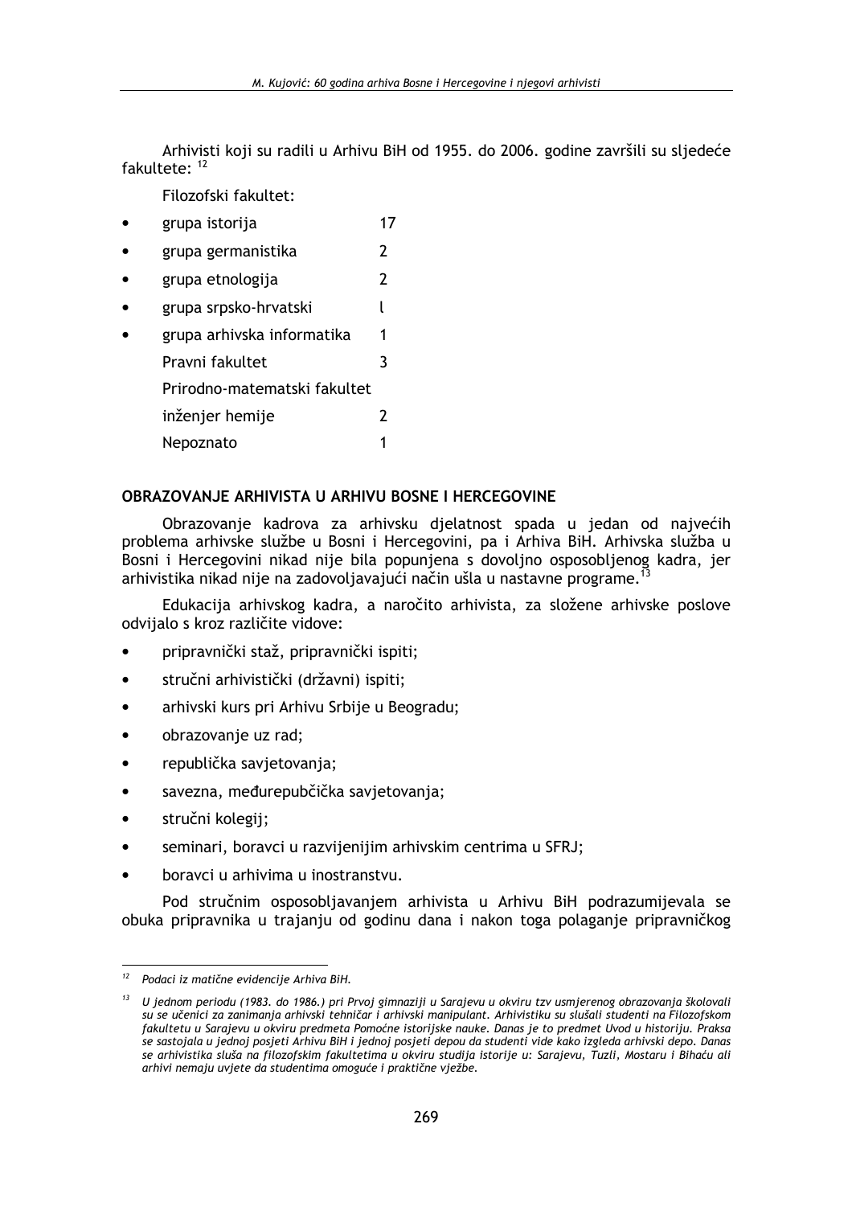Arhivisti koji su radili u Arhivu BiH od 1955. do 2006. godine završili su sljedeće fakultete: [12]

Filozofski fakultet:

- grupa istorija 17
- grupa germanistika 2
- grupa etnologija 2
- grupa srpsko-hrvatski l
- grupa arhivska informatika 1

Pravni fakultet 3

Prirodno-matematski fakultet

inženjer hemije 2

Nepoznato 1

## OBRAZOVANJE ARHIVISTA U ARHIVU BOSNE I HERCEGOVINE

Obrazovanje kadrova za arhivsku djelatnost spada u jedan od najvećih problema arhivske službe u Bosni i Hercegovini, pa i Arhiva BiH. Arhivska služba u Bosni i Hercegovini nikad nije bila popunjena s dovoljno osposobljenog kadra, jer arhivistika nikad nije na zadovoljavajući način ušla u nastavne programe.[13]

Edukacija arhivskog kadra, a naročito arhivista, za složene arhivske poslove odvijalo s kroz različite vidove:

- pripravnički staž, pripravnički ispiti;
- stručni arhivistički (državni) ispiti;
- arhivski kurs pri Arhivu Srbije u Beogradu;
- obrazovanje uz rad;
- republička savjetovanja;
- savezna, međurepubčička savjetovanja;
- stručni kolegij;
- seminari, boravci u razvijenijim arhivskim centrima u SFRJ;
- boravci u arhivima u inostranstvu.

Pod stručnim osposobljavanjem arhivista u Arhivu BiH podrazumijevala se obuka pripravnika u trajanju od godinu dana i nakon toga polaganje pripravničkog

---

[12] *Podaci iz matične evidencije Arhiva BiH.*

[13] *U jednom periodu (1983. do 1986.) pri Prvoj gimnaziji u Sarajevu u okviru tzv usmjerenog obrazovanja školovali su se učenici za zanimanja arhivski tehničar i arhivski manipulant. Arhivistiku su slušali studenti na Filozofskom fakultetu u Sarajevu u okviru predmeta Pomoćne istorijske nauke. Danas je to predmet Uvod u historiju. Praksa se sastojala u jednoj posjeti Arhivu BiH i jednoj posjeti depou da studenti vide kako izgleda arhivski depo. Danas se arhivistika sluša na filozofskim fakultetima u okviru studija istorije u: Sarajevu, Tuzli, Mostaru i Bihaću ali arhivi nemaju uvjete da studentima omoguće i praktične vježbe.*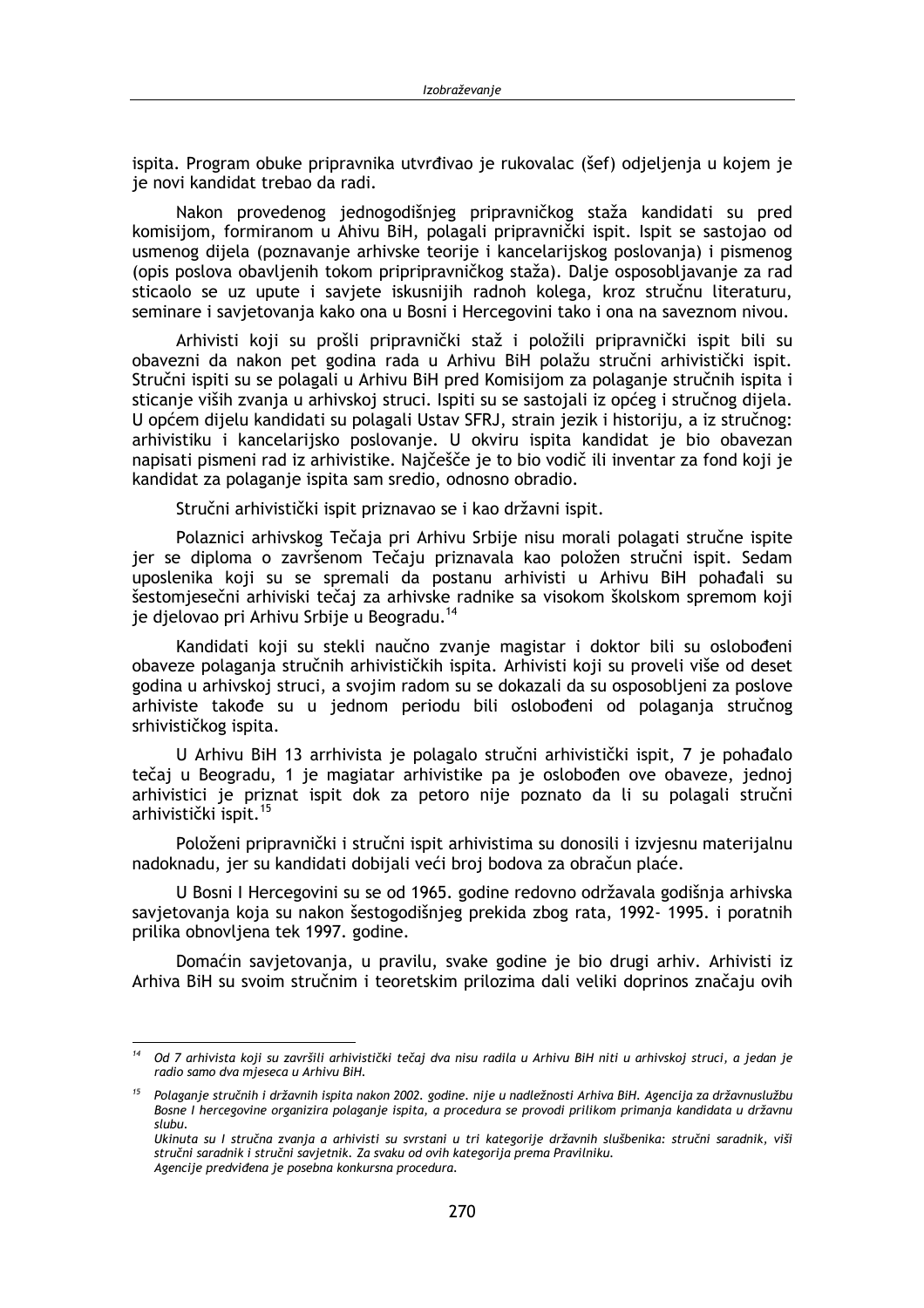ispita. Program obuke pripravnika utvrđivao je rukovalac (šef) odjeljenja u kojem je je novi kandidat trebao da radi.

Nakon provedenog jednogodišnjeg pripravničkog staža kandidati su pred komisijom, formiranom u Ahivu BiH, polagali pripravnički ispit. Ispit se sastojao od usmenog dijela (poznavanje arhivske teorije i kancelarijskog poslovanja) i pismenog (opis poslova obavljenih tokom pripripravničkog staža). Dalje osposobljavanje za rad sticaolo se uz upute i savjete iskusnijih radnoh kolega, kroz stručnu literaturu, seminare i savjetovanja kako ona u Bosni i Hercegovini tako i ona na saveznom nivou.

Arhivisti koji su prošli pripravnički staž i položili pripravnički ispit bili su obavezni da nakon pet godina rada u Arhivu BiH polažu stručni arhivistički ispit. Stručni ispiti su se polagali u Arhivu BiH pred Komisijom za polaganje stručnih ispita i sticanje viših zvanja u arhivskoj struci. Ispiti su se sastojali iz općeg i stručnog dijela. U općem dijelu kandidati su polagali Ustav SFRJ, strain jezik i historiju, a iz stručnog: arhivistiku i kancelarijsko poslovanje. U okviru ispita kandidat je bio obavezan napisati pismeni rad iz arhivistike. Najčešče je to bio vodič ili inventar za fond koji je kandidat za polaganje ispita sam sredio, odnosno obradio.

Stručni arhivistički ispit priznavao se i kao državni ispit.

Polaznici arhivskog Tečaja pri Arhivu Srbije nisu morali polagati stručne ispite jer se diploma o završenom Tečaju priznavala kao položen stručni ispit. Sedam uposlenika koji su se spremali da postanu arhivisti u Arhivu BiH pohađali su šestomjesečni arhiviski tečaj za arhivske radnike sa visokom školskom spremom koji je djelovao pri Arhivu Srbije u Beogradu.[14]

Kandidati koji su stekli naučno zvanje magistar i doktor bili su oslobođeni obaveze polaganja stručnih arhivističkih ispita. Arhivisti koji su proveli više od deset godina u arhivskoj struci, a svojim radom su se dokazali da su osposobljeni za poslove arhiviste takođe su u jednom periodu bili oslobođeni od polaganja stručnog srhivističkog ispita.

U Arhivu BiH 13 arrhivista je polagalo stručni arhivistički ispit, 7 je pohađalo tečaj u Beogradu, 1 je magiatar arhivistike pa je oslobođen ove obaveze, jednoj arhivistici je priznat ispit dok za petoro nije poznato da li su polagali stručni arhivistički ispit.[15]

Položeni pripravnički i stručni ispit arhivistima su donosili i izvjesnu materijalnu nadoknadu, jer su kandidati dobijali veći broj bodova za obračun plaće.

U Bosni I Hercegovini su se od 1965. godine redovno održavala godišnja arhivska savjetovanja koja su nakon šestogodišnjeg prekida zbog rata, 1992- 1995. i poratnih prilika obnovljena tek 1997. godine.

Domaćin savjetovanja, u pravilu, svake godine je bio drugi arhiv. Arhivisti iz Arhiva BiH su svojim stručnim i teoretskim prilozima dali veliki doprinos značaju ovih

---

[14] *Od 7 arhivista koji su završili arhivistički tečaj dva nisu radila u Arhivu BiH niti u arhivskoj struci, a jedan je radio samo dva mjeseca u Arhivu BiH.*

[15] *Polaganje stručnih i državnih ispita nakon 2002. godine. nije u nadležnosti Arhiva BiH. Agencija za državnuslužbu Bosne I hercegovine organizira polaganje ispita, a procedura se provodi prilikom primanja kandidata u državnu slubu.*
*Ukinuta su I stručna zvanja a arhivisti su svrstani u tri kategorije državnih slušbenika: stručni saradnik, viši stručni saradnik i stručni savjetnik. Za svaku od ovih kategorija prema Pravilniku.*
*Agencije predviđena je posebna konkursna procedura.*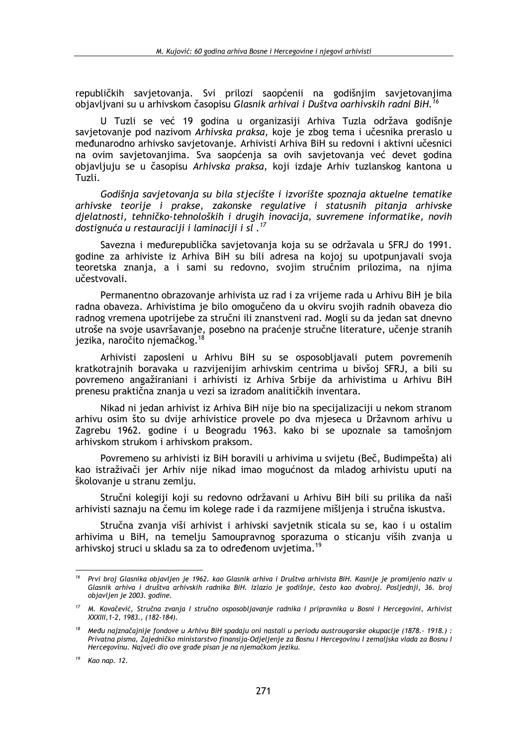republičkih savjetovanja. Svi prilozi saopćenii na godišnjim savjetovanjima objavljivani su u arhivskom časopisu *Glasnik arhivai i Duštva oarhivskih radni BiH.*[16]

U Tuzli se već 19 godina u organizasiji Arhiva Tuzla održava godišnje savjetovanje pod nazivom *Arhivska praksa,* koje je zbog tema i učesnika preraslo u međunarodno arhivsko savjetovanje. Arhivisti Arhiva BiH su redovni i aktivni učesnici na ovim savjetovanjima. Sva saopćenja sa ovih savjetovanja već devet godina objavljuju se u časopisu *Arhivska praksa,* koji izdaje Arhiv tuzlanskog kantona u Tuzli.

*Godišnja savjetovanja su bila stjecište i izvorište spoznaja aktuelne tematike arhivske teorije i prakse, zakonske regulative i statusnih pitanja arhivske djelatnosti, tehničko-tehnoloških i drugih inovacija, suvremene informatike, novih dostignuća u restauraciji i laminaciji i sl .*[17]

Savezna i međurepublička savjetovanja koja su se održavala u SFRJ do 1991. godine za arhiviste iz Arhiva BiH su bili adresa na kojoj su upotpunjavali svoja teoretska znanja, a i sami su redovno, svojim stručnim prilozima, na njima učestvovali.

Permanentno obrazovanje arhivista uz rad i za vrijeme rada u Arhivu BiH je bila radna obaveza. Arhivistima je bilo omogućeno da u okviru svojih radnih obaveza dio radnog vremena upotrijebe za stručni ili znanstveni rad. Mogli su da jedan sat dnevno utroše na svoje usavršavanje, posebno na praćenje stručne literature, učenje stranih jezika, naročito njemačkog.[18]

Arhivisti zaposleni u Arhivu BiH su se osposobljavali putem povremenih kratkotrajnih boravaka u razvijenijim arhivskim centrima u bivšoj SFRJ, a bili su povremeno angažiraniani i arhivisti iz Arhiva Srbije da arhivistima u Arhivu BiH prenesu praktična znanja u vezi sa izradom analitičkih inventara.

Nikad ni jedan arhivist iz Arhiva BiH nije bio na specijalizaciji u nekom stranom arhivu osim što su dvije arhivistice provele po dva mjeseca u Državnom arhivu u Zagrebu 1962. godine i u Beogradu 1963. kako bi se upoznale sa tamošnjom arhivskom strukom i arhivskom praksom.

Povremeno su arhivisti iz BiH boravili u arhivima u svijetu (Beč, Budimpešta) ali kao istraživači jer Arhiv nije nikad imao mogućnost da mladog arhivistu uputi na školovanje u stranu zemlju.

Stručni kolegiji koji su redovno održavani u Arhivu BiH bili su prilika da naši arhivisti saznaju na čemu im kolege rade i da razmijene mišljenja i stručna iskustva.

Stručna zvanja viši arhivist i arhivski savjetnik sticala su se, kao i u ostalim arhivima u BiH, na temelju Samoupravnog sporazuma o sticanju viših zvanja u arhivskoj struci u skladu sa za to određenom uvjetima.[19]

---

[16] *Prvi broj Glasnika objavljen je 1962. kao Glasnik arhiva i Društva arhivista BiH. Kasnije je promijenio naziv u Glasnik arhiva i društva arhivskih radnika BiH. Izlazio je godišnje, često kao dvobroj. Posljednji, 36. broj objavljen je 2003. godine.*

[17] *M. Kovačević, Stručna zvanja I stručno osposobljavanje radnika I pripravnika u Bosni I Hercegovini, Arhivist XXXIII,1-2, 1983., (182-184).*

[18] *Među najznačajnije fondove u Arhivu BiH spadaju oni nastali u periodu austrougarske okupacije (1878.- 1918.) : Privatna pisma, Zajedničko ministarstvo finansija-Odjeljenje za Bosnu I Hercegovinu I zemaljska vlada za Bosnu I Hercegovinu. Najveći dio ove građe pisan je na njemačkom jeziku.*

[19] *Kao nap. 12.*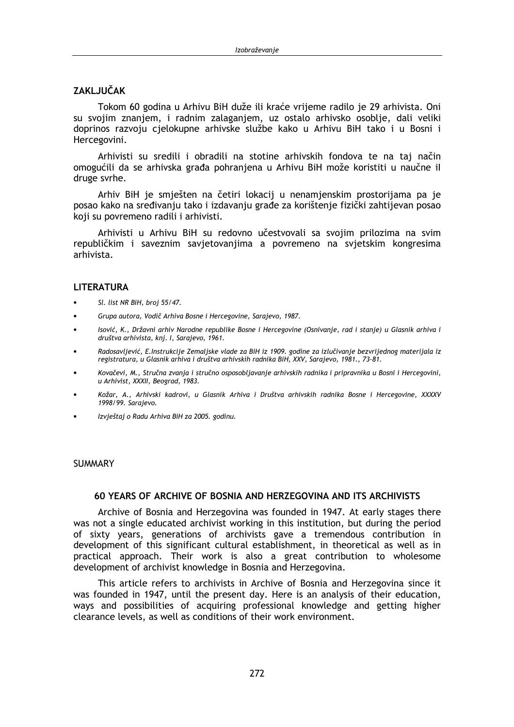## ZAKLJUČAK

Tokom 60 godina u Arhivu BiH duže ili kraće vrijeme radilo je 29 arhivista. Oni su svojim znanjem, i radnim zalaganjem, uz ostalo arhivsko osoblje, dali veliki doprinos razvoju cjelokupne arhivske službe kako u Arhivu BiH tako i u Bosni i Hercegovini.

Arhivisti su sredili i obradili na stotine arhivskih fondova te na taj način omogućili da se arhivska građa pohranjena u Arhivu BiH može koristiti u naučne il druge svrhe.

Arhiv BiH je smješten na četiri lokacij u nenamjenskim prostorijama pa je posao kako na sređivanju tako i izdavanju građe za korištenje fizički zahtijevan posao koji su povremeno radili i arhivisti.

Arhivisti u Arhivu BiH su redovno učestvovali sa svojim prilozima na svim republičkim i saveznim savjetovanjima a povremeno na svjetskim kongresima arhivista.

## LITERATURA

- *Sl. list NR BiH, broj 55/47.*
- *Grupa autora, Vodič Arhiva Bosne i Hercegovine, Sarajevo, 1987.*
- *Isović, K., Državni arhiv Narodne republike Bosne i Hercegovine (Osnivanje, rad i stanje) u Glasnik arhiva i društva arhivista, knj. I, Sarajevo, 1961.*
- *Radosavljević, E.Instrukcije Zemaljske vlade za BiH iz 1909. godine za izlučivanje bezvrijednog materijala iz registratura, u Glasnik arhiva i društva arhivskih radnika BiH, XXV, Sarajevo, 1981., 73-81.*
- *Kovačevi, M., Stručna zvanja i stručno osposobljavanje arhivskih radnika i pripravnika u Bosni i Hercegovini, u Arhivist, XXXII, Beograd, 1983.*
- *Kožar, A., Arhivski kadrovi, u Glasnik Arhiva i Društva arhivskih radnika Bosne i Hercegovine, XXXXV 1998/99. Sarajevo.*
- *Izvještaj o Radu Arhiva BiH za 2005. godinu.*

SUMMARY

### 60 YEARS OF ARCHIVE OF BOSNIA AND HERZEGOVINA AND ITS ARCHIVISTS

Archive of Bosnia and Herzegovina was founded in 1947. At early stages there was not a single educated archivist working in this institution, but during the period of sixty years, generations of archivists gave a tremendous contribution in development of this significant cultural establishment, in theoretical as well as in practical approach. Their work is also a great contribution to wholesome development of archivist knowledge in Bosnia and Herzegovina.

This article refers to archivists in Archive of Bosnia and Herzegovina since it was founded in 1947, until the present day. Here is an analysis of their education, ways and possibilities of acquiring professional knowledge and getting higher clearance levels, as well as conditions of their work environment.